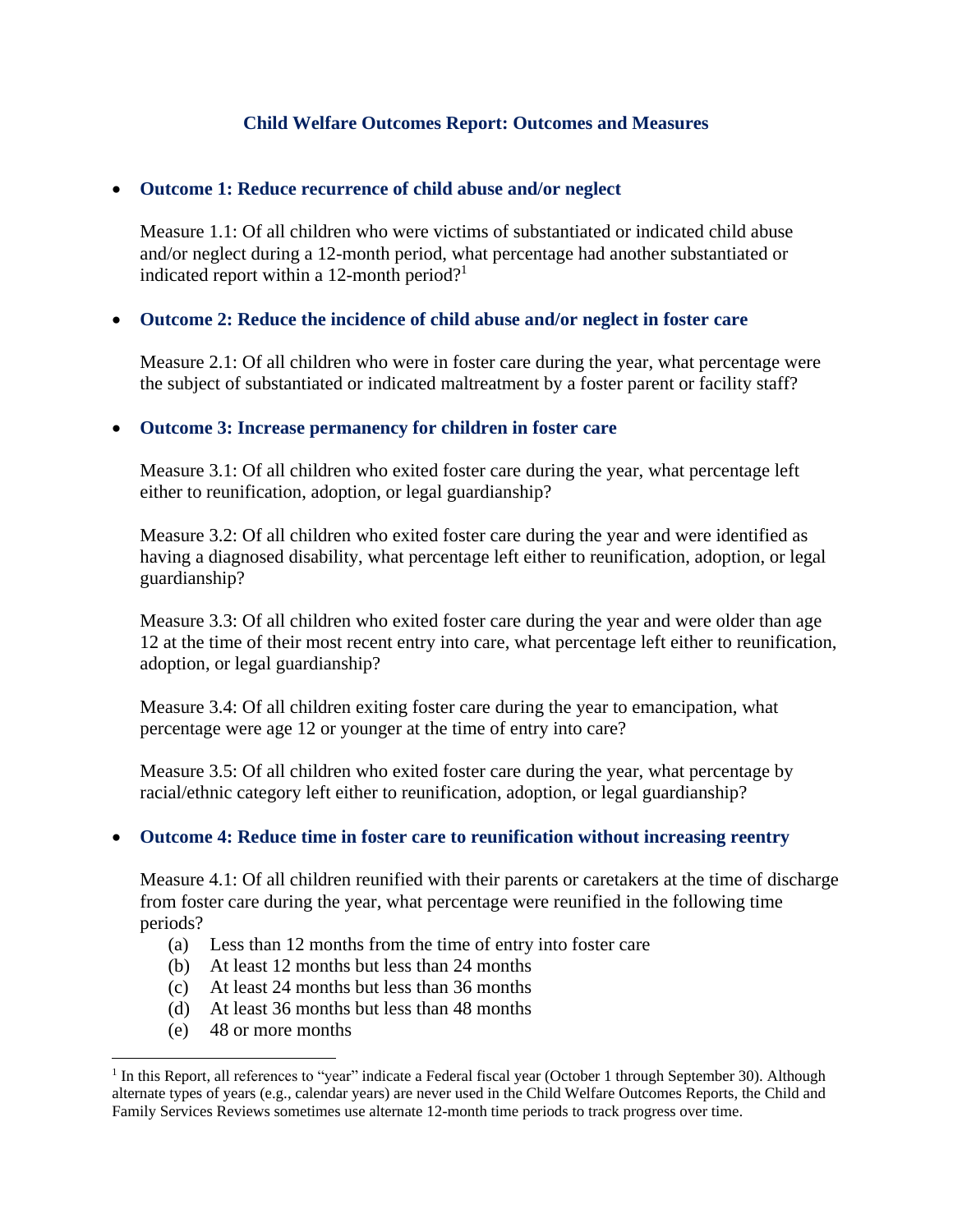# Child Welfare Outcomes Report: Outcomes and Measures

- **Outcome 1: Reduce recurrence of child abuse and/or neglect**

  Measure 1.1: Of all children who were victims of substantiated or indicated child abuse and/or neglect during a 12-month period, what percentage had another substantiated or indicated report within a 12-month period?[1]

- **Outcome 2: Reduce the incidence of child abuse and/or neglect in foster care**

  Measure 2.1: Of all children who were in foster care during the year, what percentage were the subject of substantiated or indicated maltreatment by a foster parent or facility staff?

- **Outcome 3: Increase permanency for children in foster care**

  Measure 3.1: Of all children who exited foster care during the year, what percentage left either to reunification, adoption, or legal guardianship?

  Measure 3.2: Of all children who exited foster care during the year and were identified as having a diagnosed disability, what percentage left either to reunification, adoption, or legal guardianship?

  Measure 3.3: Of all children who exited foster care during the year and were older than age 12 at the time of their most recent entry into care, what percentage left either to reunification, adoption, or legal guardianship?

  Measure 3.4: Of all children exiting foster care during the year to emancipation, what percentage were age 12 or younger at the time of entry into care?

  Measure 3.5: Of all children who exited foster care during the year, what percentage by racial/ethnic category left either to reunification, adoption, or legal guardianship?

- **Outcome 4: Reduce time in foster care to reunification without increasing reentry**

  Measure 4.1: Of all children reunified with their parents or caretakers at the time of discharge from foster care during the year, what percentage were reunified in the following time periods?

  (a) Less than 12 months from the time of entry into foster care
  (b) At least 12 months but less than 24 months
  (c) At least 24 months but less than 36 months
  (d) At least 36 months but less than 48 months
  (e) 48 or more months

[1] In this Report, all references to "year" indicate a Federal fiscal year (October 1 through September 30). Although alternate types of years (e.g., calendar years) are never used in the Child Welfare Outcomes Reports, the Child and Family Services Reviews sometimes use alternate 12-month time periods to track progress over time.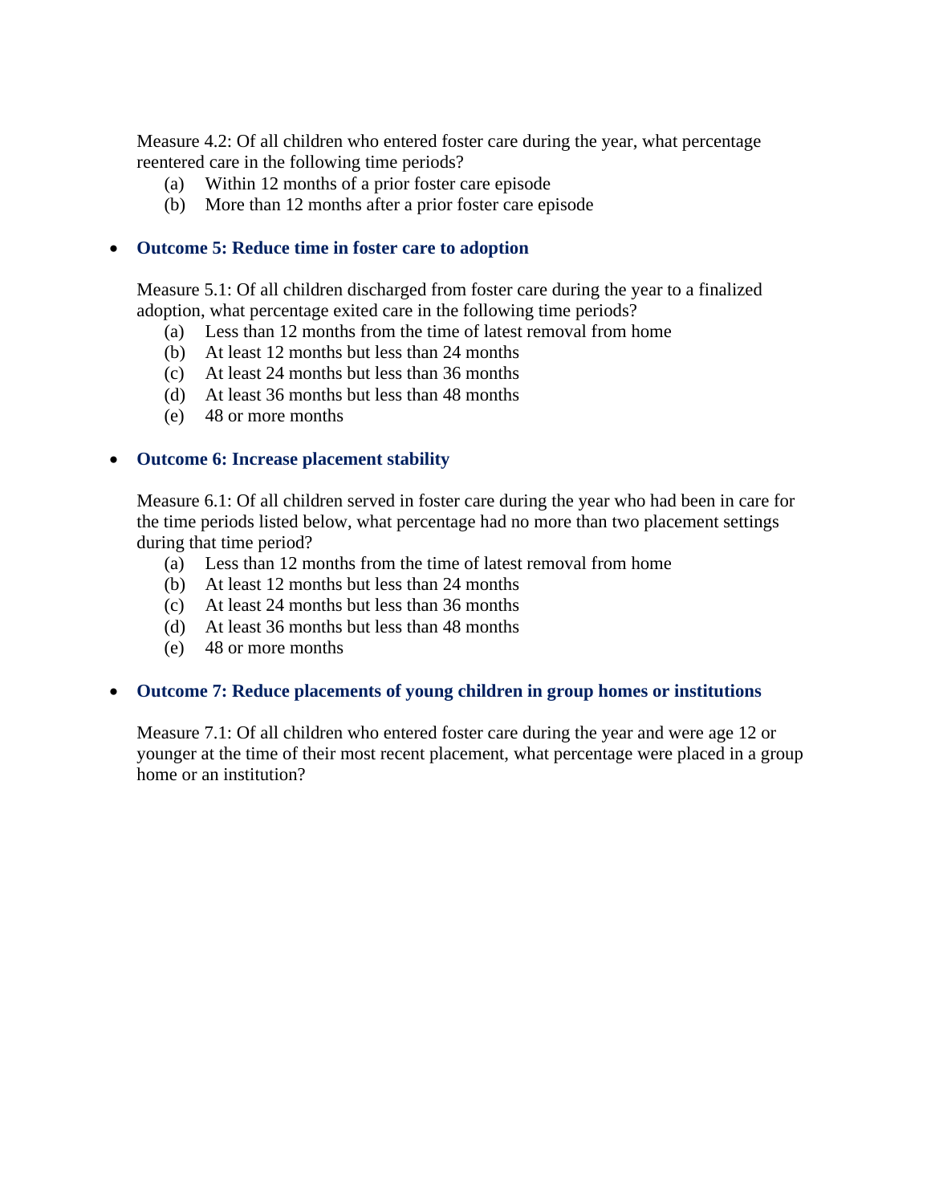Measure 4.2: Of all children who entered foster care during the year, what percentage reentered care in the following time periods?

(a) Within 12 months of a prior foster care episode
(b) More than 12 months after a prior foster care episode

- **Outcome 5: Reduce time in foster care to adoption**

Measure 5.1: Of all children discharged from foster care during the year to a finalized adoption, what percentage exited care in the following time periods?

(a) Less than 12 months from the time of latest removal from home
(b) At least 12 months but less than 24 months
(c) At least 24 months but less than 36 months
(d) At least 36 months but less than 48 months
(e) 48 or more months

- **Outcome 6: Increase placement stability**

Measure 6.1: Of all children served in foster care during the year who had been in care for the time periods listed below, what percentage had no more than two placement settings during that time period?

(a) Less than 12 months from the time of latest removal from home
(b) At least 12 months but less than 24 months
(c) At least 24 months but less than 36 months
(d) At least 36 months but less than 48 months
(e) 48 or more months

- **Outcome 7: Reduce placements of young children in group homes or institutions**

Measure 7.1: Of all children who entered foster care during the year and were age 12 or younger at the time of their most recent placement, what percentage were placed in a group home or an institution?